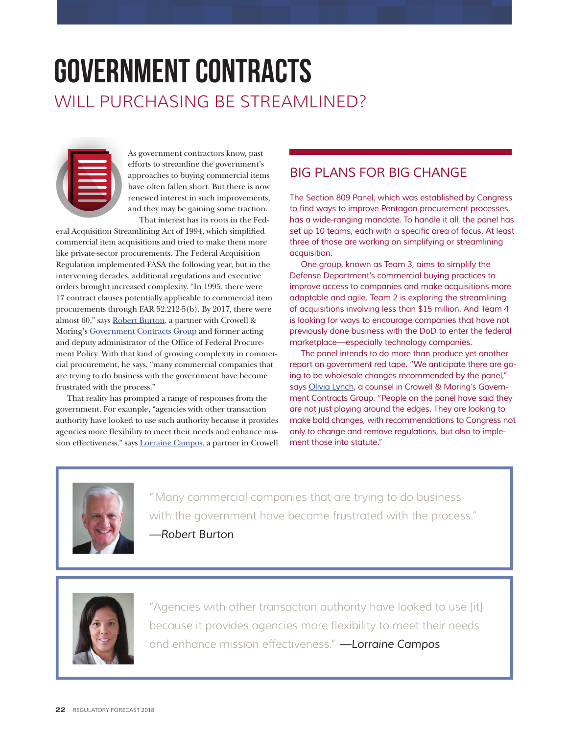# GOVERNMENT CONTRACTS

## WILL PURCHASING BE STREAMLINED?

As government contractors know, past efforts to streamline the government's approaches to buying commercial items have often fallen short. But there is now renewed interest in such improvements, and they may be gaining some traction.

That interest has its roots in the Federal Acquisition Streamlining Act of 1994, which simplified commercial item acquisitions and tried to make them more like private-sector procurements. The Federal Acquisition Regulation implemented FASA the following year, but in the intervening decades, additional regulations and executive orders brought increased complexity. "In 1995, there were 17 contract clauses potentially applicable to commercial item procurements through FAR 52.212-5(b). By 2017, there were almost 60," says Robert Burton, a partner with Crowell & Moring's Government Contracts Group and former acting and deputy administrator of the Office of Federal Procurement Policy. With that kind of growing complexity in commercial procurement, he says, "many commercial companies that are trying to do business with the government have become frustrated with the process."

That reality has prompted a range of responses from the government. For example, "agencies with other transaction authority have looked to use such authority because it provides agencies more flexibility to meet their needs and enhance mission effectiveness," says Lorraine Campos, a partner in Crowell

## BIG PLANS FOR BIG CHANGE

The Section 809 Panel, which was established by Congress to find ways to improve Pentagon procurement processes, has a wide-ranging mandate. To handle it all, the panel has set up 10 teams, each with a specific area of focus. At least three of those are working on simplifying or streamlining acquisition.

One group, known as Team 3, aims to simplify the Defense Department's commercial buying practices to improve access to companies and make acquisitions more adaptable and agile. Team 2 is exploring the streamlining of acquisitions involving less than $15 million. And Team 4 is looking for ways to encourage companies that have not previously done business with the DoD to enter the federal marketplace—especially technology companies.

The panel intends to do more than produce yet another report on government red tape. "We anticipate there are going to be wholesale changes recommended by the panel," says Olivia Lynch, a counsel in Crowell & Moring's Government Contracts Group. "People on the panel have said they are not just playing around the edges. They are looking to make bold changes, with recommendations to Congress not only to change and remove regulations, but also to implement those into statute."

> "Many commercial companies that are trying to do business with the government have become frustrated with the process."
> *—Robert Burton*

> "Agencies with other transaction authority have looked to use [it] because it provides agencies more flexibility to meet their needs and enhance mission effectiveness." *—Lorraine Campos*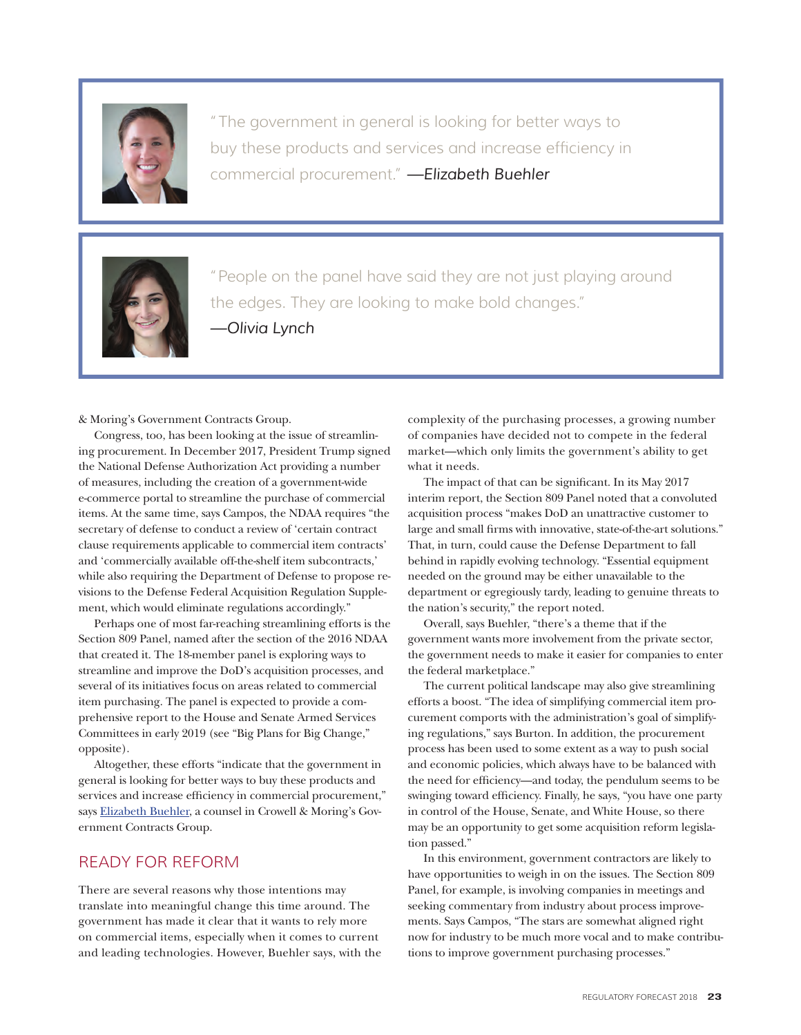> "The government in general is looking for better ways to buy these products and services and increase efficiency in commercial procurement." *—Elizabeth Buehler*

> "People on the panel have said they are not just playing around the edges. They are looking to make bold changes." *—Olivia Lynch*

& Moring's Government Contracts Group.

Congress, too, has been looking at the issue of streamlining procurement. In December 2017, President Trump signed the National Defense Authorization Act providing a number of measures, including the creation of a government-wide e-commerce portal to streamline the purchase of commercial items. At the same time, says Campos, the NDAA requires "the secretary of defense to conduct a review of 'certain contract clause requirements applicable to commercial item contracts' and 'commercially available off-the-shelf item subcontracts,' while also requiring the Department of Defense to propose revisions to the Defense Federal Acquisition Regulation Supplement, which would eliminate regulations accordingly."

Perhaps one of most far-reaching streamlining efforts is the Section 809 Panel, named after the section of the 2016 NDAA that created it. The 18-member panel is exploring ways to streamline and improve the DoD's acquisition processes, and several of its initiatives focus on areas related to commercial item purchasing. The panel is expected to provide a comprehensive report to the House and Senate Armed Services Committees in early 2019 (see "Big Plans for Big Change," opposite).

Altogether, these efforts "indicate that the government in general is looking for better ways to buy these products and services and increase efficiency in commercial procurement," says Elizabeth Buehler, a counsel in Crowell & Moring's Government Contracts Group.

## READY FOR REFORM

There are several reasons why those intentions may translate into meaningful change this time around. The government has made it clear that it wants to rely more on commercial items, especially when it comes to current and leading technologies. However, Buehler says, with the complexity of the purchasing processes, a growing number of companies have decided not to compete in the federal market—which only limits the government's ability to get what it needs.

The impact of that can be significant. In its May 2017 interim report, the Section 809 Panel noted that a convoluted acquisition process "makes DoD an unattractive customer to large and small firms with innovative, state-of-the-art solutions." That, in turn, could cause the Defense Department to fall behind in rapidly evolving technology. "Essential equipment needed on the ground may be either unavailable to the department or egregiously tardy, leading to genuine threats to the nation's security," the report noted.

Overall, says Buehler, "there's a theme that if the government wants more involvement from the private sector, the government needs to make it easier for companies to enter the federal marketplace."

The current political landscape may also give streamlining efforts a boost. "The idea of simplifying commercial item procurement comports with the administration's goal of simplifying regulations," says Burton. In addition, the procurement process has been used to some extent as a way to push social and economic policies, which always have to be balanced with the need for efficiency—and today, the pendulum seems to be swinging toward efficiency. Finally, he says, "you have one party in control of the House, Senate, and White House, so there may be an opportunity to get some acquisition reform legislation passed."

In this environment, government contractors are likely to have opportunities to weigh in on the issues. The Section 809 Panel, for example, is involving companies in meetings and seeking commentary from industry about process improvements. Says Campos, "The stars are somewhat aligned right now for industry to be much more vocal and to make contributions to improve government purchasing processes."